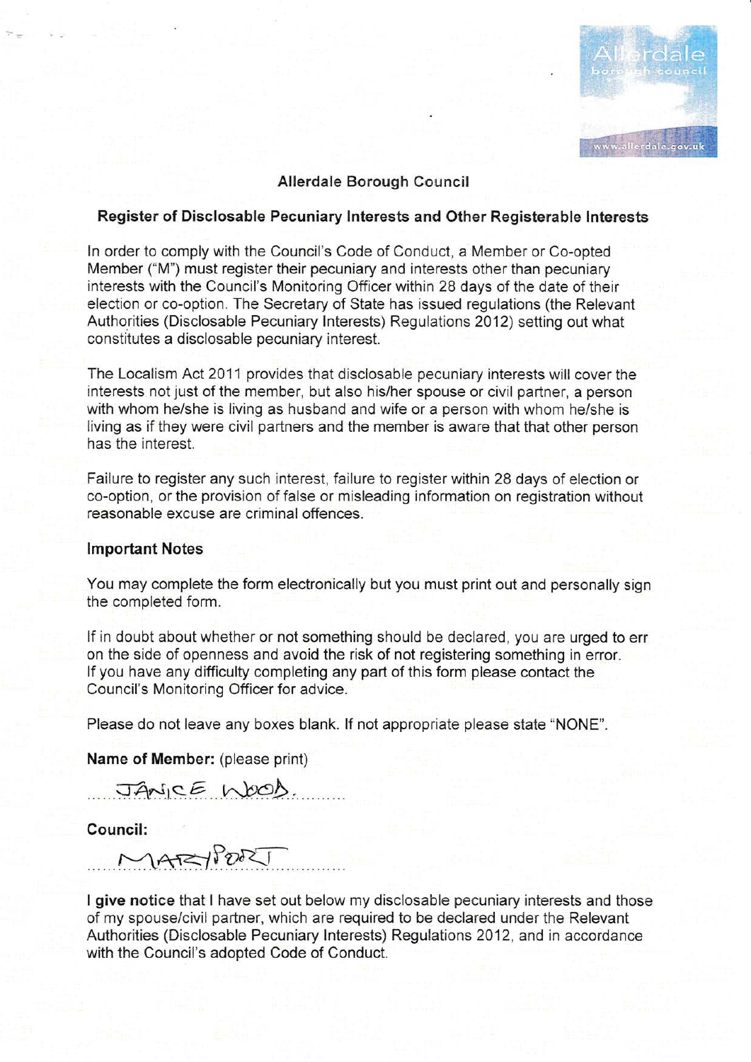# Allerdale Borough Council

## Register of Disclosable Pecuniary Interests and Other Registerable Interests

In order to comply with the Council's Code of Conduct, a Member or Co-opted Member ("M") must register their pecuniary and interests other than pecuniary interests with the Council's Monitoring Officer within 28 days of the date of their election or co-option. The Secretary of State has issued regulations (the Relevant Authorities (Disclosable Pecuniary Interests) Regulations 2012) setting out what constitutes a disclosable pecuniary interest.

The Localism Act 2011 provides that disclosable pecuniary interests will cover the interests not just of the member, but also his/her spouse or civil partner, a person with whom he/she is living as husband and wife or a person with whom he/she is living as if they were civil partners and the member is aware that that other person has the interest.

Failure to register any such interest, failure to register within 28 days of election or co-option, or the provision of false or misleading information on registration without reasonable excuse are criminal offences.

### Important Notes

You may complete the form electronically but you must print out and personally sign the completed form.

If in doubt about whether or not something should be declared, you are urged to err on the side of openness and avoid the risk of not registering something in error. If you have any difficulty completing any part of this form please contact the Council's Monitoring Officer for advice.

Please do not leave any boxes blank. If not appropriate please state "NONE".

**Name of Member:** (please print)

JANICE WOOD.

**Council:**

MARYPORT

**I give notice** that I have set out below my disclosable pecuniary interests and those of my spouse/civil partner, which are required to be declared under the Relevant Authorities (Disclosable Pecuniary Interests) Regulations 2012, and in accordance with the Council's adopted Code of Conduct.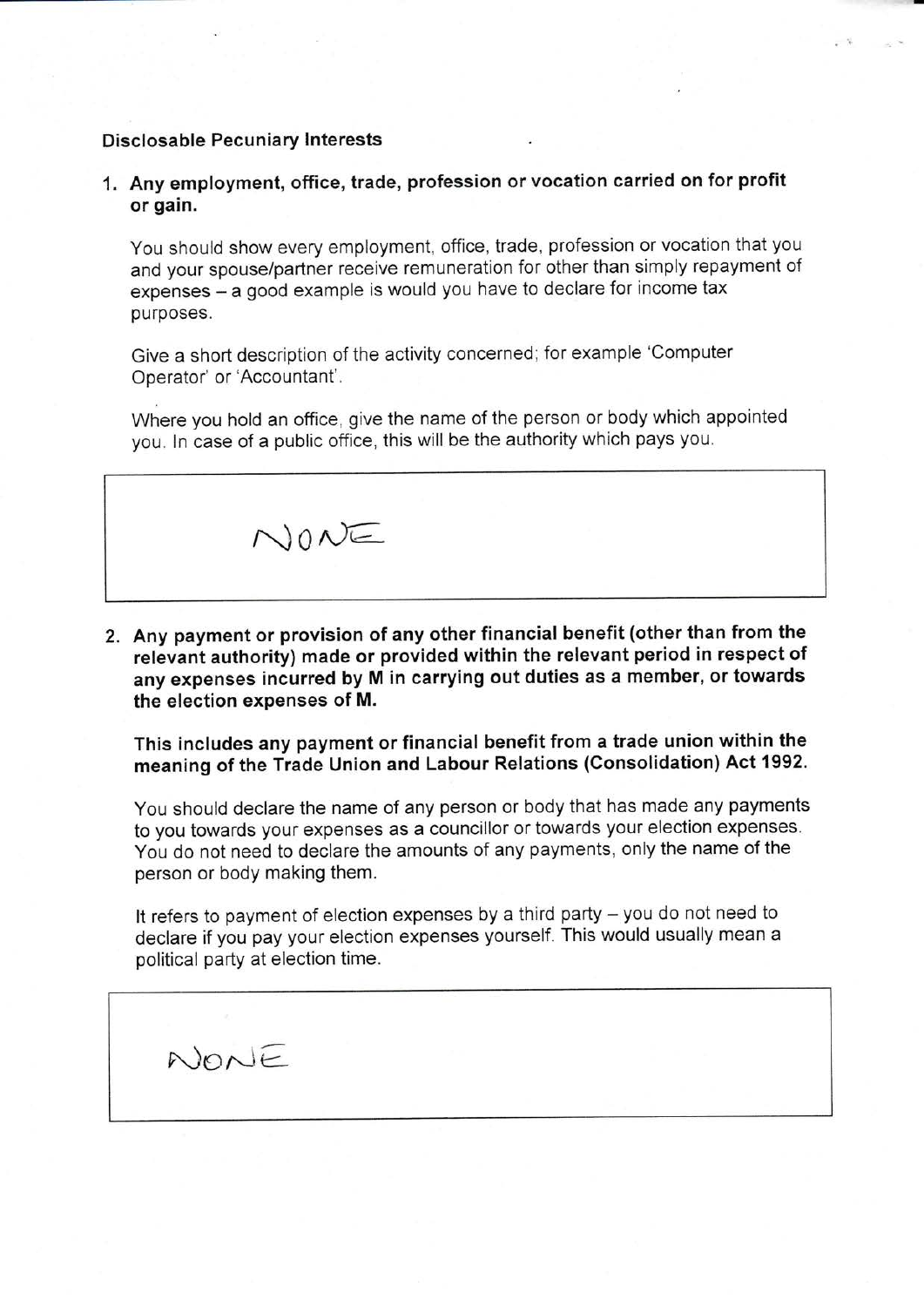**Disclosable Pecuniary Interests**

1. **Any employment, office, trade, profession or vocation carried on for profit or gain.**

   You should show every employment, office, trade, profession or vocation that you and your spouse/partner receive remuneration for other than simply repayment of expenses – a good example is would you have to declare for income tax purposes.

   Give a short description of the activity concerned; for example 'Computer Operator' or 'Accountant'.

   Where you hold an office, give the name of the person or body which appointed you. In case of a public office, this will be the authority which pays you.

| NONE |
|---|

2. **Any payment or provision of any other financial benefit (other than from the relevant authority) made or provided within the relevant period in respect of any expenses incurred by M in carrying out duties as a member, or towards the election expenses of M.**

   **This includes any payment or financial benefit from a trade union within the meaning of the Trade Union and Labour Relations (Consolidation) Act 1992.**

   You should declare the name of any person or body that has made any payments to you towards your expenses as a councillor or towards your election expenses. You do not need to declare the amounts of any payments, only the name of the person or body making them.

   It refers to payment of election expenses by a third party – you do not need to declare if you pay your election expenses yourself. This would usually mean a political party at election time.

| NONE |
|---|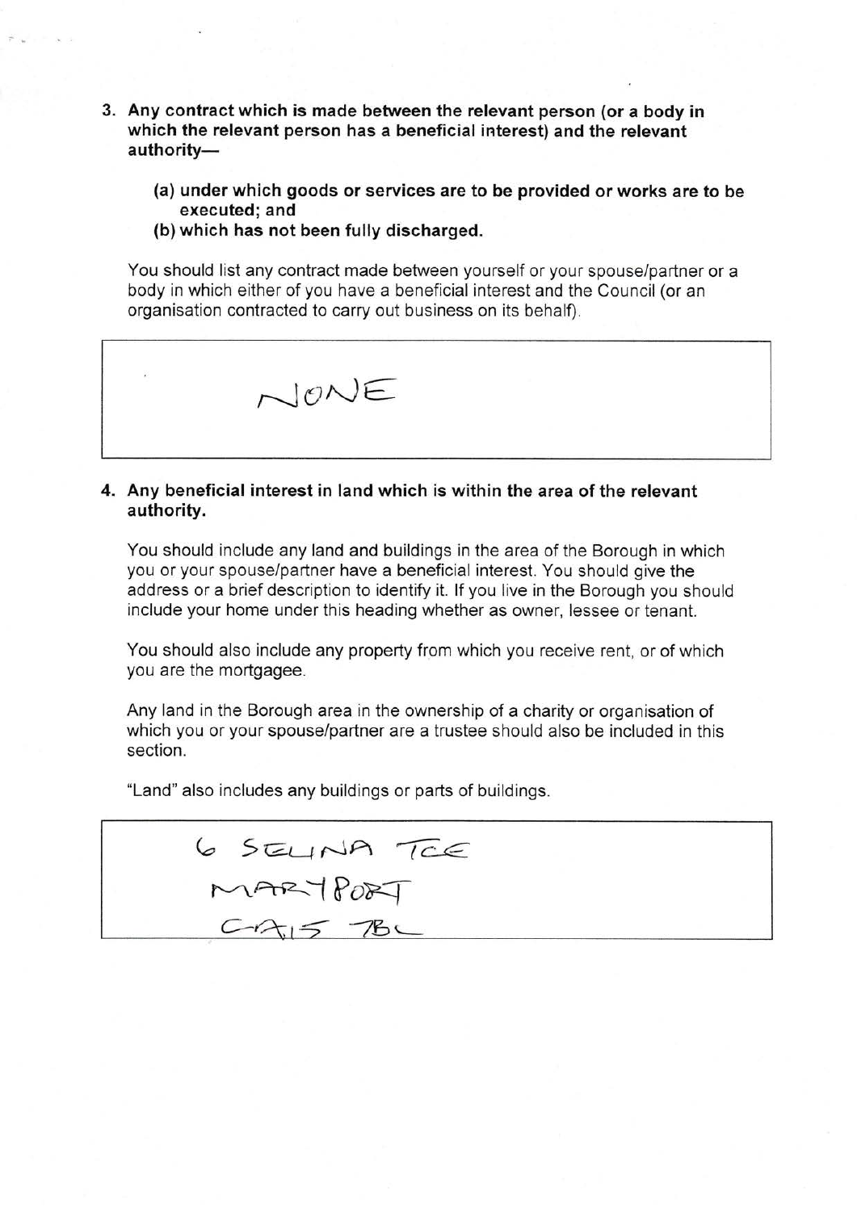3. **Any contract which is made between the relevant person (or a body in which the relevant person has a beneficial interest) and the relevant authority—**

   **(a) under which goods or services are to be provided or works are to be executed; and**

   **(b) which has not been fully discharged.**

You should list any contract made between yourself or your spouse/partner or a body in which either of you have a beneficial interest and the Council (or an organisation contracted to carry out business on its behalf).

| NONE |
|---|

4. **Any beneficial interest in land which is within the area of the relevant authority.**

You should include any land and buildings in the area of the Borough in which you or your spouse/partner have a beneficial interest. You should give the address or a brief description to identify it. If you live in the Borough you should include your home under this heading whether as owner, lessee or tenant.

You should also include any property from which you receive rent, or of which you are the mortgagee.

Any land in the Borough area in the ownership of a charity or organisation of which you or your spouse/partner are a trustee should also be included in this section.

"Land" also includes any buildings or parts of buildings.

| 6 SELINA TCE<br>MARYPORT<br>CA15 7BL |
|---|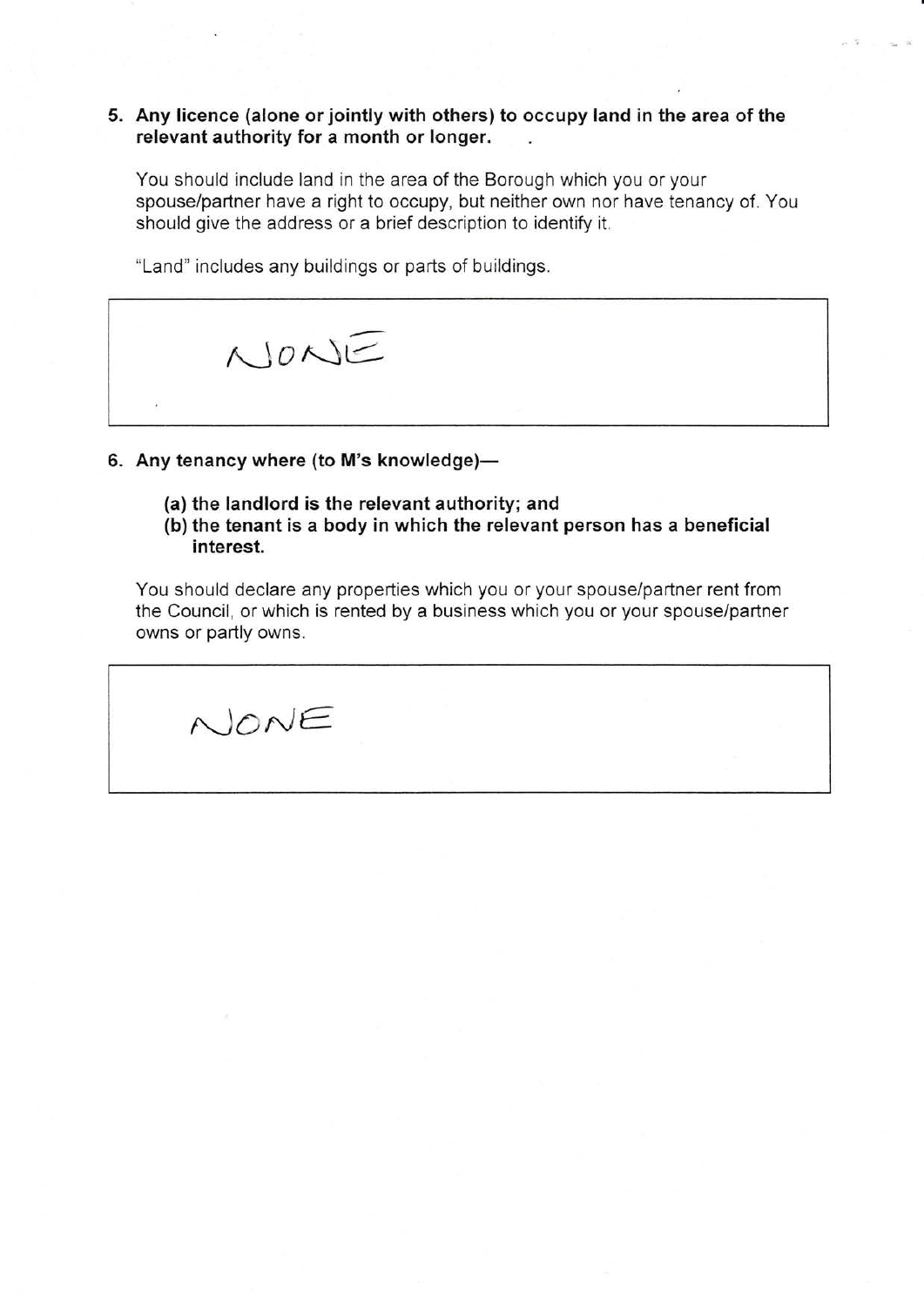**5. Any licence (alone or jointly with others) to occupy land in the area of the relevant authority for a month or longer.**

You should include land in the area of the Borough which you or your spouse/partner have a right to occupy, but neither own nor have tenancy of. You should give the address or a brief description to identify it.

"Land" includes any buildings or parts of buildings.

| NONE |
|---|

**6. Any tenancy where (to M's knowledge)—**

**(a) the landlord is the relevant authority; and**
**(b) the tenant is a body in which the relevant person has a beneficial interest.**

You should declare any properties which you or your spouse/partner rent from the Council, or which is rented by a business which you or your spouse/partner owns or partly owns.

| NONE |
|---|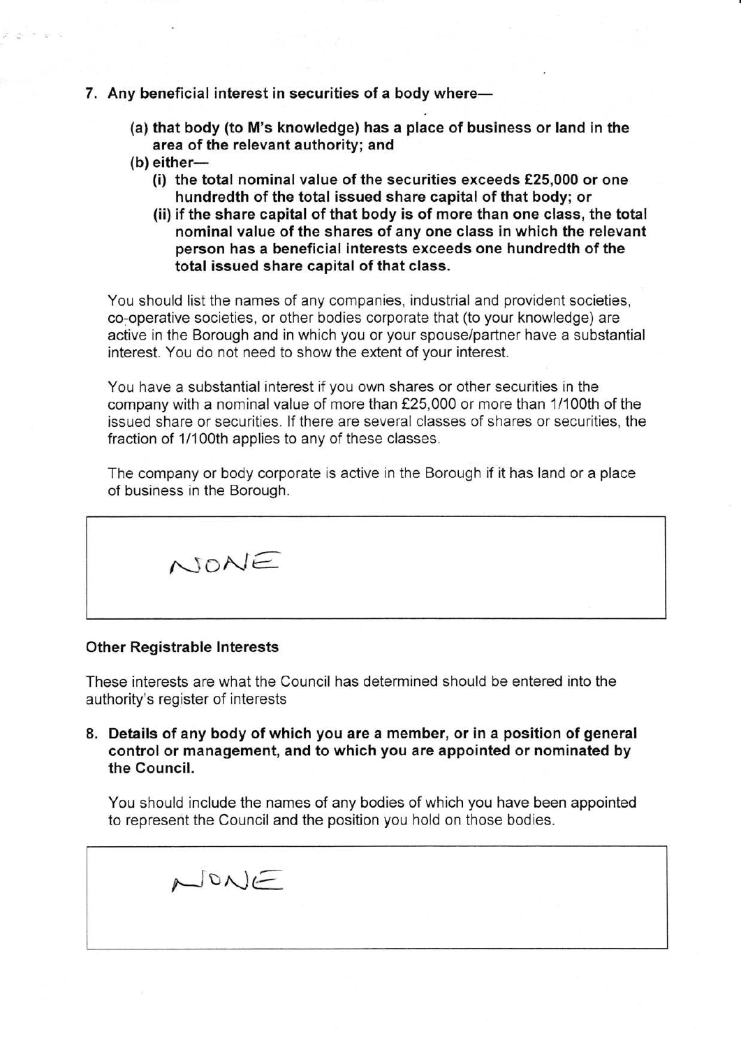**7. Any beneficial interest in securities of a body where—**

> **(a) that body (to M's knowledge) has a place of business or land in the area of the relevant authority; and**
>
> **(b) either—**
>
> > **(i) the total nominal value of the securities exceeds £25,000 or one hundredth of the total issued share capital of that body; or**
> >
> > **(ii) if the share capital of that body is of more than one class, the total nominal value of the shares of any one class in which the relevant person has a beneficial interests exceeds one hundredth of the total issued share capital of that class.**

You should list the names of any companies, industrial and provident societies, co-operative societies, or other bodies corporate that (to your knowledge) are active in the Borough and in which you or your spouse/partner have a substantial interest. You do not need to show the extent of your interest.

You have a substantial interest if you own shares or other securities in the company with a nominal value of more than £25,000 or more than 1/100th of the issued share or securities. If there are several classes of shares or securities, the fraction of 1/100th applies to any of these classes.

The company or body corporate is active in the Borough if it has land or a place of business in the Borough.

| NONE |
|---|

**Other Registrable Interests**

These interests are what the Council has determined should be entered into the authority's register of interests

**8. Details of any body of which you are a member, or in a position of general control or management, and to which you are appointed or nominated by the Council.**

You should include the names of any bodies of which you have been appointed to represent the Council and the position you hold on those bodies.

| NONE |
|---|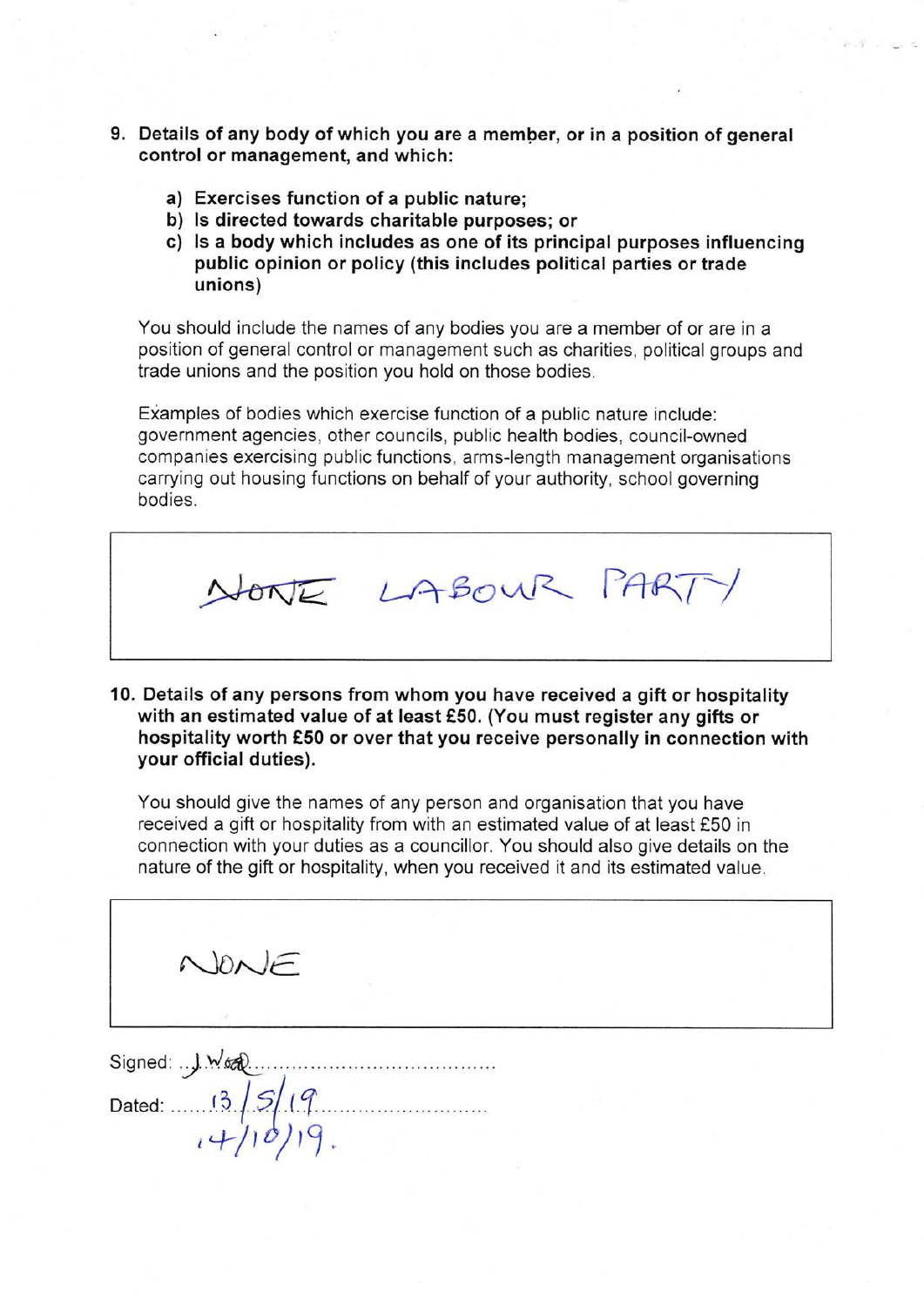9. **Details of any body of which you are a member, or in a position of general control or management, and which:**

   a) **Exercises function of a public nature;**
   b) **Is directed towards charitable purposes; or**
   c) **Is a body which includes as one of its principal purposes influencing public opinion or policy (this includes political parties or trade unions)**

   You should include the names of any bodies you are a member of or are in a position of general control or management such as charities, political groups and trade unions and the position you hold on those bodies.

   Examples of bodies which exercise function of a public nature include: government agencies, other councils, public health bodies, council-owned companies exercising public functions, arms-length management organisations carrying out housing functions on behalf of your authority, school governing bodies.

| |
|---|
| ~~NONE~~ LABOUR PARTY |

10. **Details of any persons from whom you have received a gift or hospitality with an estimated value of at least £50. (You must register any gifts or hospitality worth £50 or over that you receive personally in connection with your official duties).**

    You should give the names of any person and organisation that you have received a gift or hospitality from with an estimated value of at least £50 in connection with your duties as a councillor. You should also give details on the nature of the gift or hospitality, when you received it and its estimated value.

| |
|---|
| NONE |

Signed: J. Wood

Dated: 13/5/19
14/10/19.